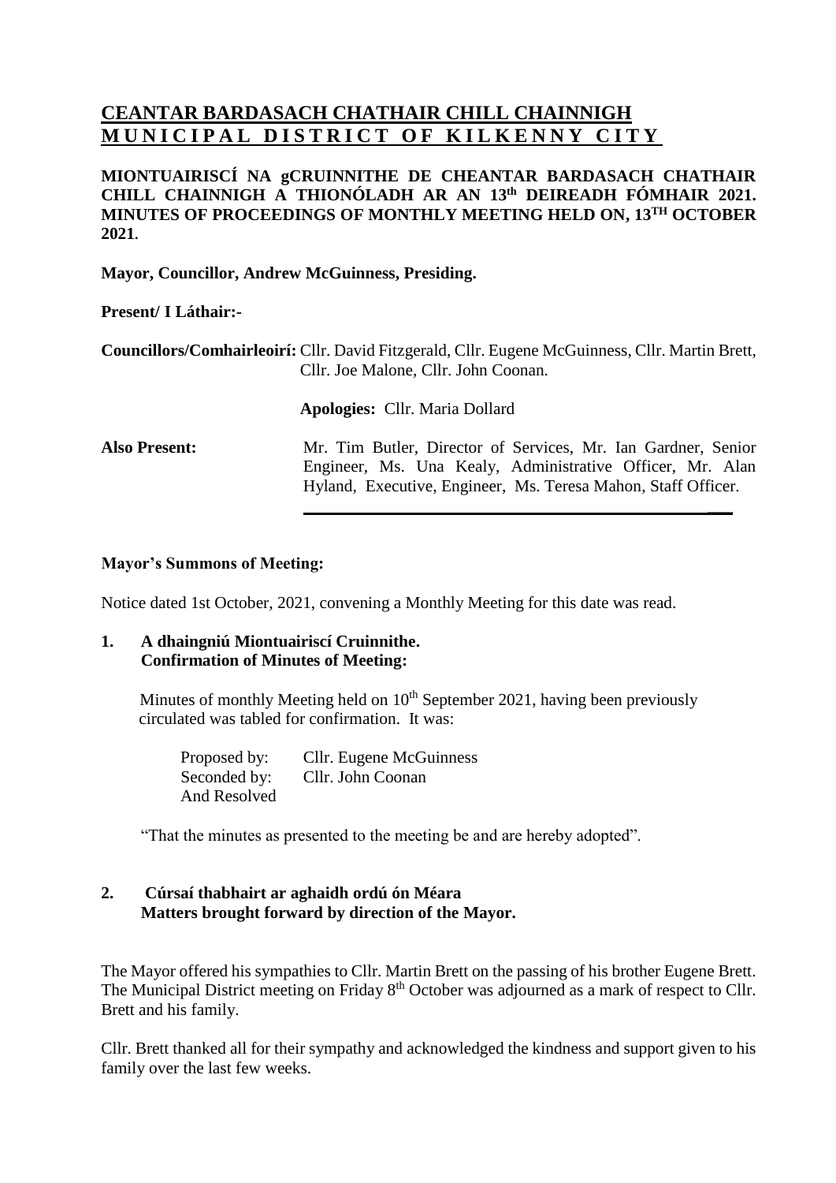# CEANTAR BARDASACH CHATHAIR CHILL CHAINNIGH
# MUNICIPAL DISTRICT OF KILKENNY CITY

**MIONTUAIRISCÍ NA gCRUINNITHE DE CHEANTAR BARDASACH CHATHAIR CHILL CHAINNIGH A THIONÓLADH AR AN 13th DEIREADH FÓMHAIR 2021. MINUTES OF PROCEEDINGS OF MONTHLY MEETING HELD ON, 13TH OCTOBER 2021.**

**Mayor, Councillor, Andrew McGuinness, Presiding.**

**Present/ I Láthair:-**

**Councillors/Comhairleoirí:** Cllr. David Fitzgerald, Cllr. Eugene McGuinness, Cllr. Martin Brett, Cllr. Joe Malone, Cllr. John Coonan.

**Apologies:** Cllr. Maria Dollard

**Also Present:** Mr. Tim Butler, Director of Services, Mr. Ian Gardner, Senior Engineer, Ms. Una Kealy, Administrative Officer, Mr. Alan Hyland, Executive, Engineer, Ms. Teresa Mahon, Staff Officer.

---

**Mayor's Summons of Meeting:**

Notice dated 1st October, 2021, convening a Monthly Meeting for this date was read.

**1. A dhaingniú Miontuairiscí Cruinnithe.
Confirmation of Minutes of Meeting:**

Minutes of monthly Meeting held on 10th September 2021, having been previously circulated was tabled for confirmation. It was:

Proposed by: Cllr. Eugene McGuinness
Seconded by: Cllr. John Coonan
And Resolved

"That the minutes as presented to the meeting be and are hereby adopted".

**2. Cúrsaí thabhairt ar aghaidh ordú ón Méara
Matters brought forward by direction of the Mayor.**

The Mayor offered his sympathies to Cllr. Martin Brett on the passing of his brother Eugene Brett. The Municipal District meeting on Friday 8th October was adjourned as a mark of respect to Cllr. Brett and his family.

Cllr. Brett thanked all for their sympathy and acknowledged the kindness and support given to his family over the last few weeks.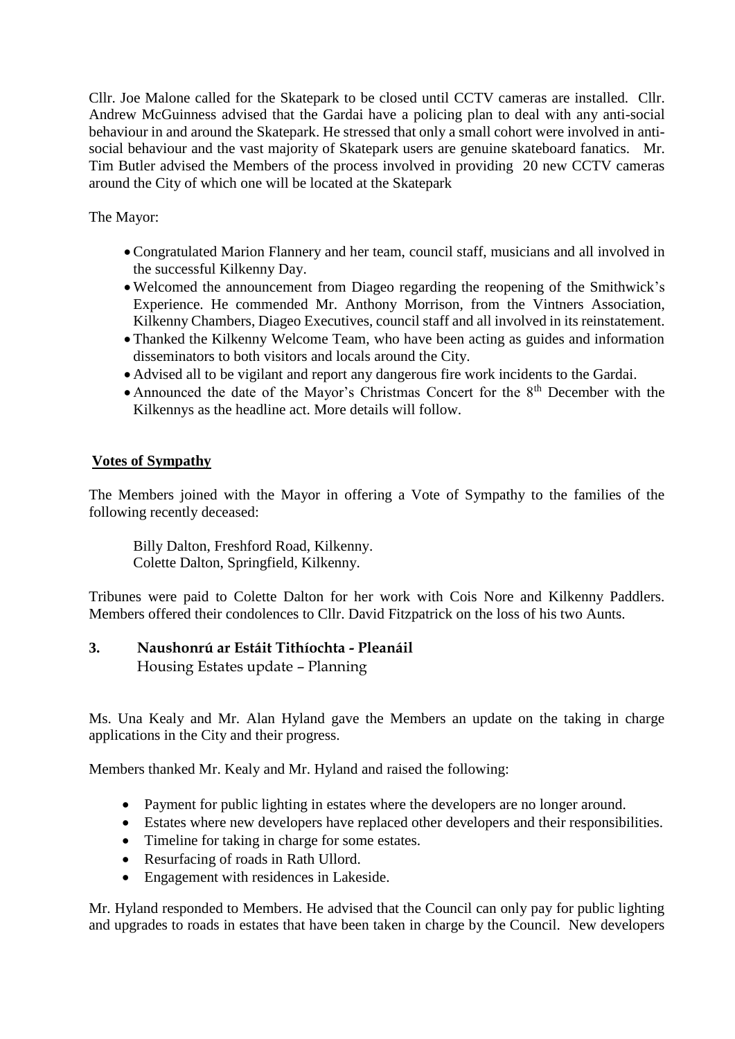Cllr. Joe Malone called for the Skatepark to be closed until CCTV cameras are installed. Cllr. Andrew McGuinness advised that the Gardai have a policing plan to deal with any anti-social behaviour in and around the Skatepark. He stressed that only a small cohort were involved in anti-social behaviour and the vast majority of Skatepark users are genuine skateboard fanatics. Mr. Tim Butler advised the Members of the process involved in providing 20 new CCTV cameras around the City of which one will be located at the Skatepark

The Mayor:

- Congratulated Marion Flannery and her team, council staff, musicians and all involved in the successful Kilkenny Day.
- Welcomed the announcement from Diageo regarding the reopening of the Smithwick's Experience. He commended Mr. Anthony Morrison, from the Vintners Association, Kilkenny Chambers, Diageo Executives, council staff and all involved in its reinstatement.
- Thanked the Kilkenny Welcome Team, who have been acting as guides and information disseminators to both visitors and locals around the City.
- Advised all to be vigilant and report any dangerous fire work incidents to the Gardai.
- Announced the date of the Mayor's Christmas Concert for the 8th December with the Kilkennys as the headline act. More details will follow.

**Votes of Sympathy**

The Members joined with the Mayor in offering a Vote of Sympathy to the families of the following recently deceased:

Billy Dalton, Freshford Road, Kilkenny.
Colette Dalton, Springfield, Kilkenny.

Tribunes were paid to Colette Dalton for her work with Cois Nore and Kilkenny Paddlers. Members offered their condolences to Cllr. David Fitzpatrick on the loss of his two Aunts.

## 3. Naushonrú ar Estáit Tithíochta - Pleanáil

Housing Estates update – Planning

Ms. Una Kealy and Mr. Alan Hyland gave the Members an update on the taking in charge applications in the City and their progress.

Members thanked Mr. Kealy and Mr. Hyland and raised the following:

- Payment for public lighting in estates where the developers are no longer around.
- Estates where new developers have replaced other developers and their responsibilities.
- Timeline for taking in charge for some estates.
- Resurfacing of roads in Rath Ullord.
- Engagement with residences in Lakeside.

Mr. Hyland responded to Members. He advised that the Council can only pay for public lighting and upgrades to roads in estates that have been taken in charge by the Council. New developers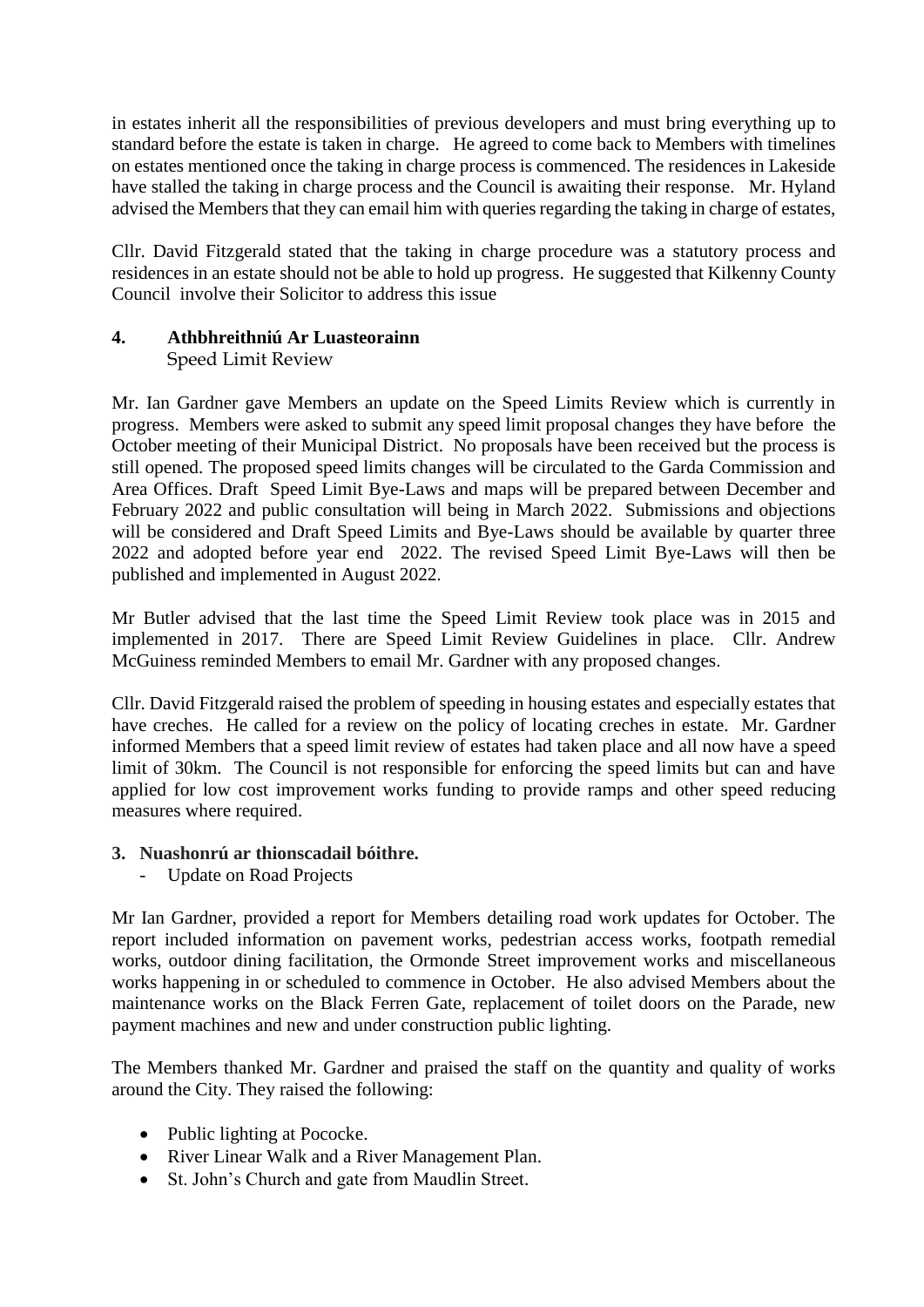in estates inherit all the responsibilities of previous developers and must bring everything up to standard before the estate is taken in charge. He agreed to come back to Members with timelines on estates mentioned once the taking in charge process is commenced. The residences in Lakeside have stalled the taking in charge process and the Council is awaiting their response. Mr. Hyland advised the Members that they can email him with queries regarding the taking in charge of estates,

Cllr. David Fitzgerald stated that the taking in charge procedure was a statutory process and residences in an estate should not be able to hold up progress. He suggested that Kilkenny County Council involve their Solicitor to address this issue

## 4. Athbhreithniú Ar Luasteorainn

Speed Limit Review

Mr. Ian Gardner gave Members an update on the Speed Limits Review which is currently in progress. Members were asked to submit any speed limit proposal changes they have before the October meeting of their Municipal District. No proposals have been received but the process is still opened. The proposed speed limits changes will be circulated to the Garda Commission and Area Offices. Draft Speed Limit Bye-Laws and maps will be prepared between December and February 2022 and public consultation will being in March 2022. Submissions and objections will be considered and Draft Speed Limits and Bye-Laws should be available by quarter three 2022 and adopted before year end 2022. The revised Speed Limit Bye-Laws will then be published and implemented in August 2022.

Mr Butler advised that the last time the Speed Limit Review took place was in 2015 and implemented in 2017. There are Speed Limit Review Guidelines in place. Cllr. Andrew McGuiness reminded Members to email Mr. Gardner with any proposed changes.

Cllr. David Fitzgerald raised the problem of speeding in housing estates and especially estates that have creches. He called for a review on the policy of locating creches in estate. Mr. Gardner informed Members that a speed limit review of estates had taken place and all now have a speed limit of 30km. The Council is not responsible for enforcing the speed limits but can and have applied for low cost improvement works funding to provide ramps and other speed reducing measures where required.

## 3. Nuashonrú ar thionscadail bóithre.

- Update on Road Projects

Mr Ian Gardner, provided a report for Members detailing road work updates for October. The report included information on pavement works, pedestrian access works, footpath remedial works, outdoor dining facilitation, the Ormonde Street improvement works and miscellaneous works happening in or scheduled to commence in October. He also advised Members about the maintenance works on the Black Ferren Gate, replacement of toilet doors on the Parade, new payment machines and new and under construction public lighting.

The Members thanked Mr. Gardner and praised the staff on the quantity and quality of works around the City. They raised the following:

- Public lighting at Pococke.
- River Linear Walk and a River Management Plan.
- St. John's Church and gate from Maudlin Street.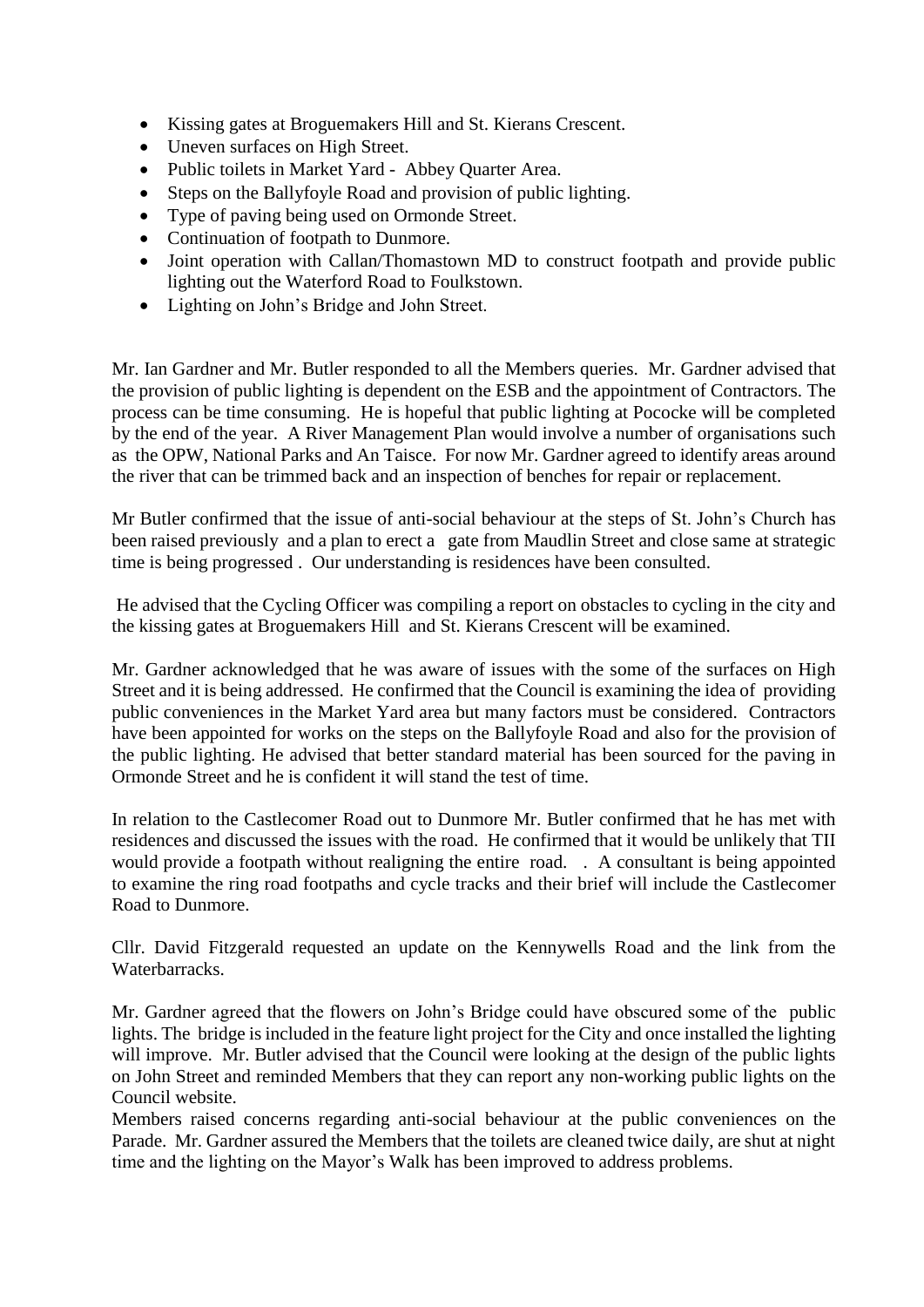- Kissing gates at Broguemakers Hill and St. Kierans Crescent.
- Uneven surfaces on High Street.
- Public toilets in Market Yard - Abbey Quarter Area.
- Steps on the Ballyfoyle Road and provision of public lighting.
- Type of paving being used on Ormonde Street.
- Continuation of footpath to Dunmore.
- Joint operation with Callan/Thomastown MD to construct footpath and provide public lighting out the Waterford Road to Foulkstown.
- Lighting on John's Bridge and John Street.

Mr. Ian Gardner and Mr. Butler responded to all the Members queries. Mr. Gardner advised that the provision of public lighting is dependent on the ESB and the appointment of Contractors. The process can be time consuming. He is hopeful that public lighting at Pococke will be completed by the end of the year. A River Management Plan would involve a number of organisations such as the OPW, National Parks and An Taisce. For now Mr. Gardner agreed to identify areas around the river that can be trimmed back and an inspection of benches for repair or replacement.

Mr Butler confirmed that the issue of anti-social behaviour at the steps of St. John's Church has been raised previously and a plan to erect a gate from Maudlin Street and close same at strategic time is being progressed . Our understanding is residences have been consulted.

He advised that the Cycling Officer was compiling a report on obstacles to cycling in the city and the kissing gates at Broguemakers Hill and St. Kierans Crescent will be examined.

Mr. Gardner acknowledged that he was aware of issues with the some of the surfaces on High Street and it is being addressed. He confirmed that the Council is examining the idea of providing public conveniences in the Market Yard area but many factors must be considered. Contractors have been appointed for works on the steps on the Ballyfoyle Road and also for the provision of the public lighting. He advised that better standard material has been sourced for the paving in Ormonde Street and he is confident it will stand the test of time.

In relation to the Castlecomer Road out to Dunmore Mr. Butler confirmed that he has met with residences and discussed the issues with the road. He confirmed that it would be unlikely that TII would provide a footpath without realigning the entire road. . A consultant is being appointed to examine the ring road footpaths and cycle tracks and their brief will include the Castlecomer Road to Dunmore.

Cllr. David Fitzgerald requested an update on the Kennywells Road and the link from the Waterbarracks.

Mr. Gardner agreed that the flowers on John's Bridge could have obscured some of the public lights. The bridge is included in the feature light project for the City and once installed the lighting will improve. Mr. Butler advised that the Council were looking at the design of the public lights on John Street and reminded Members that they can report any non-working public lights on the Council website.

Members raised concerns regarding anti-social behaviour at the public conveniences on the Parade. Mr. Gardner assured the Members that the toilets are cleaned twice daily, are shut at night time and the lighting on the Mayor's Walk has been improved to address problems.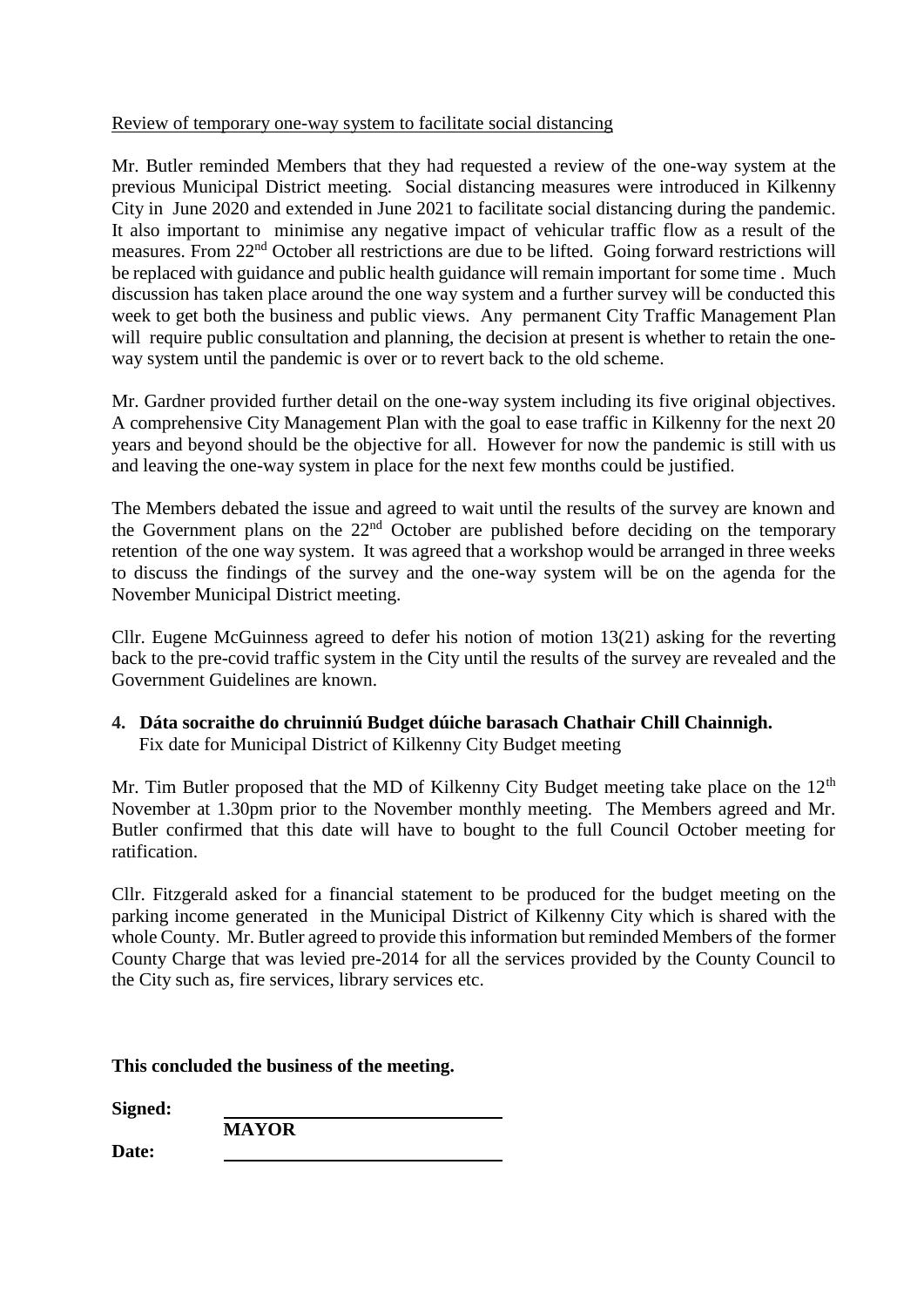Review of temporary one-way system to facilitate social distancing

Mr. Butler reminded Members that they had requested a review of the one-way system at the previous Municipal District meeting. Social distancing measures were introduced in Kilkenny City in June 2020 and extended in June 2021 to facilitate social distancing during the pandemic. It also important to minimise any negative impact of vehicular traffic flow as a result of the measures. From 22nd October all restrictions are due to be lifted. Going forward restrictions will be replaced with guidance and public health guidance will remain important for some time . Much discussion has taken place around the one way system and a further survey will be conducted this week to get both the business and public views. Any permanent City Traffic Management Plan will require public consultation and planning, the decision at present is whether to retain the one-way system until the pandemic is over or to revert back to the old scheme.

Mr. Gardner provided further detail on the one-way system including its five original objectives. A comprehensive City Management Plan with the goal to ease traffic in Kilkenny for the next 20 years and beyond should be the objective for all. However for now the pandemic is still with us and leaving the one-way system in place for the next few months could be justified.

The Members debated the issue and agreed to wait until the results of the survey are known and the Government plans on the 22nd October are published before deciding on the temporary retention of the one way system. It was agreed that a workshop would be arranged in three weeks to discuss the findings of the survey and the one-way system will be on the agenda for the November Municipal District meeting.

Cllr. Eugene McGuinness agreed to defer his notion of motion 13(21) asking for the reverting back to the pre-covid traffic system in the City until the results of the survey are revealed and the Government Guidelines are known.

**4. Dáta socraithe do chruinniú Budget dúiche barasach Chathair Chill Chainnigh.**
Fix date for Municipal District of Kilkenny City Budget meeting

Mr. Tim Butler proposed that the MD of Kilkenny City Budget meeting take place on the 12th November at 1.30pm prior to the November monthly meeting. The Members agreed and Mr. Butler confirmed that this date will have to bought to the full Council October meeting for ratification.

Cllr. Fitzgerald asked for a financial statement to be produced for the budget meeting on the parking income generated in the Municipal District of Kilkenny City which is shared with the whole County. Mr. Butler agreed to provide this information but reminded Members of the former County Charge that was levied pre-2014 for all the services provided by the County Council to the City such as, fire services, library services etc.

**This concluded the business of the meeting.**

**Signed:** ______________________________
**MAYOR**

**Date:** ______________________________